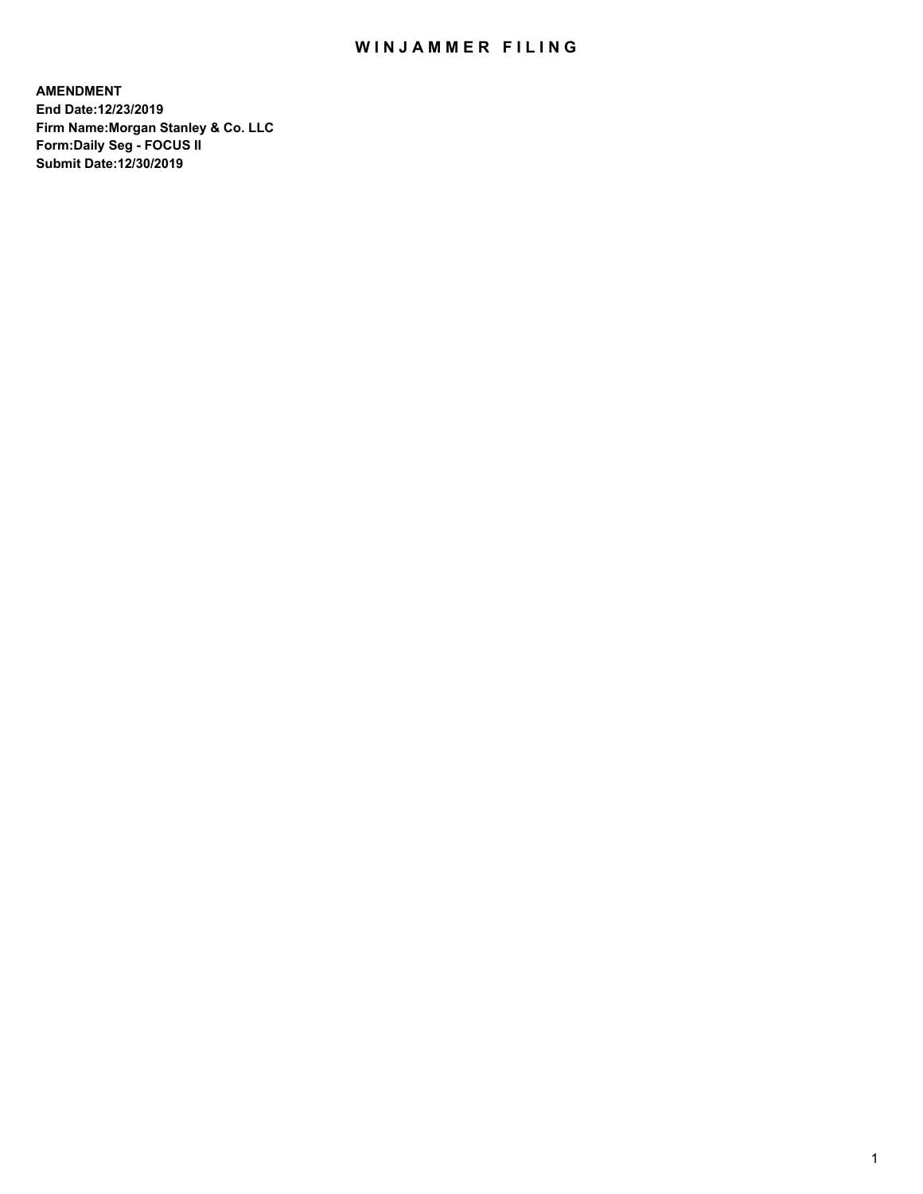# WINJAMMER FILING

**AMENDMENT**
**End Date:12/23/2019**
**Firm Name:Morgan Stanley & Co. LLC**
**Form:Daily Seg - FOCUS II**
**Submit Date:12/30/2019**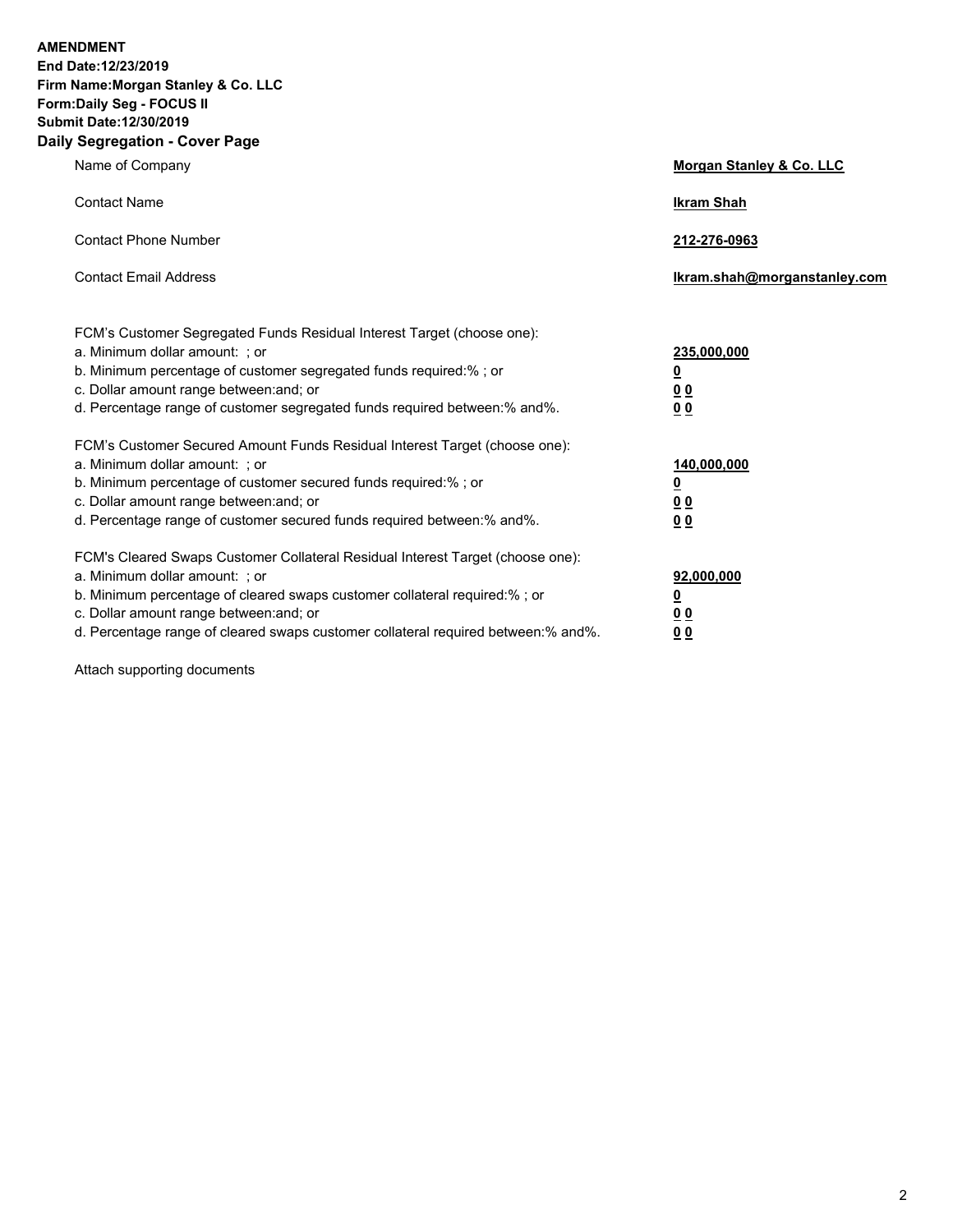**AMENDMENT**
**End Date:12/23/2019**
**Firm Name:Morgan Stanley & Co. LLC**
**Form:Daily Seg - FOCUS II**
**Submit Date:12/30/2019**

## Daily Segregation - Cover Page

| | |
|---|---|
| Name of Company | **Morgan Stanley & Co. LLC** |
| Contact Name | **Ikram Shah** |
| Contact Phone Number | **212-276-0963** |
| Contact Email Address | **Ikram.shah@morganstanley.com** |

| | |
|---|---|
| FCM's Customer Segregated Funds Residual Interest Target (choose one): | |
| a. Minimum dollar amount: ; or | **235,000,000** |
| b. Minimum percentage of customer segregated funds required:% ; or | **0** |
| c. Dollar amount range between:and; or | **0 0** |
| d. Percentage range of customer segregated funds required between:% and%. | **0 0** |
| FCM's Customer Secured Amount Funds Residual Interest Target (choose one): | |
| a. Minimum dollar amount: ; or | **140,000,000** |
| b. Minimum percentage of customer secured funds required:% ; or | **0** |
| c. Dollar amount range between:and; or | **0 0** |
| d. Percentage range of customer secured funds required between:% and%. | **0 0** |
| FCM's Cleared Swaps Customer Collateral Residual Interest Target (choose one): | |
| a. Minimum dollar amount: ; or | **92,000,000** |
| b. Minimum percentage of cleared swaps customer collateral required:% ; or | **0** |
| c. Dollar amount range between:and; or | **0 0** |
| d. Percentage range of cleared swaps customer collateral required between:% and%. | **0 0** |

Attach supporting documents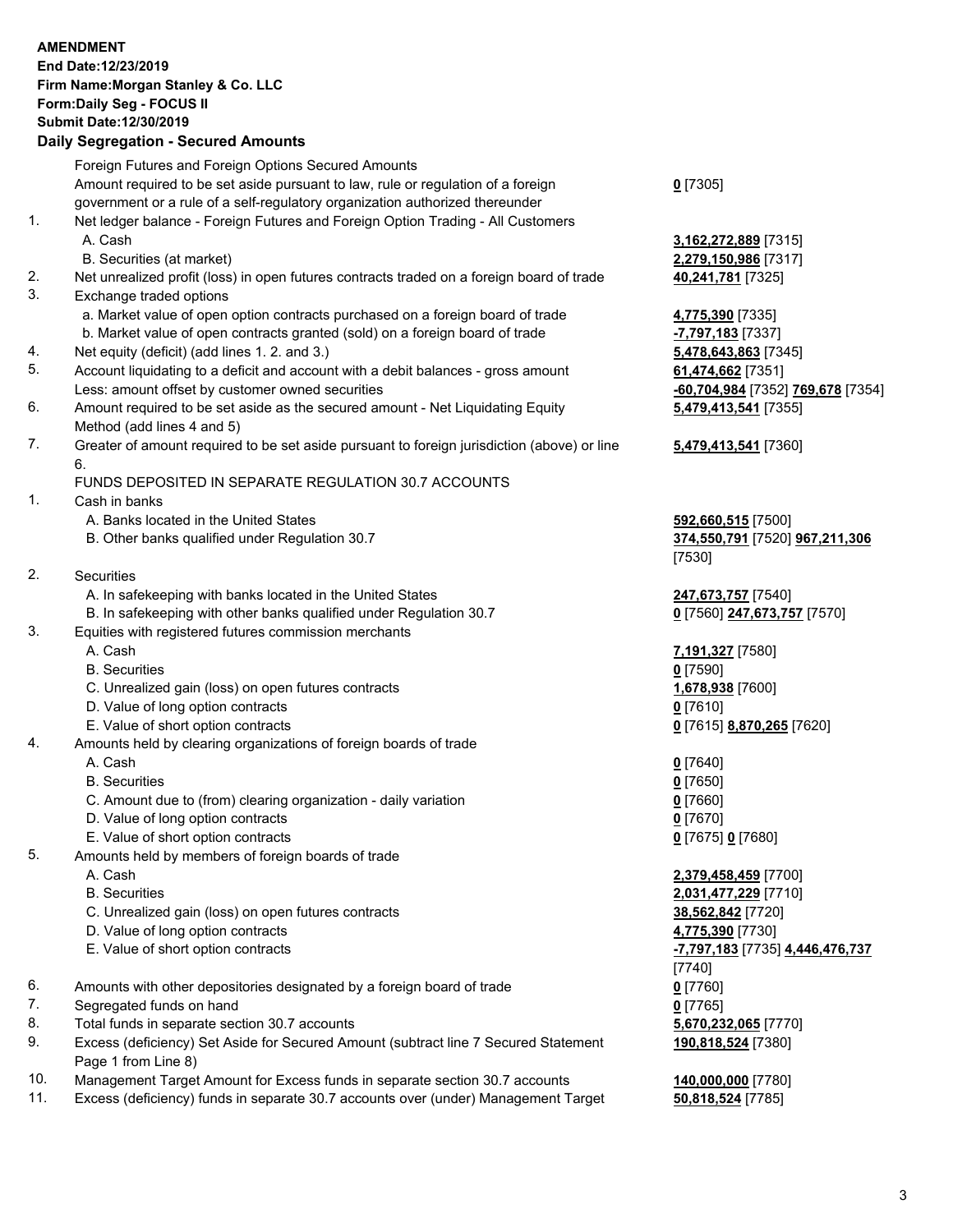**AMENDMENT**
**End Date:12/23/2019**
**Firm Name:Morgan Stanley & Co. LLC**
**Form:Daily Seg - FOCUS II**
**Submit Date:12/30/2019**
**Daily Segregation - Secured Amounts**

| | | |
|---|---|---|
| | Foreign Futures and Foreign Options Secured Amounts | |
| | Amount required to be set aside pursuant to law, rule or regulation of a foreign government or a rule of a self-regulatory organization authorized thereunder | **0** [7305] |
| 1. | Net ledger balance - Foreign Futures and Foreign Option Trading - All Customers | |
| | A. Cash | **3,162,272,889** [7315] |
| | B. Securities (at market) | **2,279,150,986** [7317] |
| 2. | Net unrealized profit (loss) in open futures contracts traded on a foreign board of trade | **40,241,781** [7325] |
| 3. | Exchange traded options | |
| | a. Market value of open option contracts purchased on a foreign board of trade | **4,775,390** [7335] |
| | b. Market value of open contracts granted (sold) on a foreign board of trade | **-7,797,183** [7337] |
| 4. | Net equity (deficit) (add lines 1. 2. and 3.) | **5,478,643,863** [7345] |
| 5. | Account liquidating to a deficit and account with a debit balances - gross amount | **61,474,662** [7351] |
| | Less: amount offset by customer owned securities | **-60,704,984** [7352] **769,678** [7354] |
| 6. | Amount required to be set aside as the secured amount - Net Liquidating Equity Method (add lines 4 and 5) | **5,479,413,541** [7355] |
| 7. | Greater of amount required to be set aside pursuant to foreign jurisdiction (above) or line 6. | **5,479,413,541** [7360] |
| | FUNDS DEPOSITED IN SEPARATE REGULATION 30.7 ACCOUNTS | |
| 1. | Cash in banks | |
| | A. Banks located in the United States | **592,660,515** [7500] |
| | B. Other banks qualified under Regulation 30.7 | **374,550,791** [7520] **967,211,306** [7530] |
| 2. | Securities | |
| | A. In safekeeping with banks located in the United States | **247,673,757** [7540] |
| | B. In safekeeping with other banks qualified under Regulation 30.7 | **0** [7560] **247,673,757** [7570] |
| 3. | Equities with registered futures commission merchants | |
| | A. Cash | **7,191,327** [7580] |
| | B. Securities | **0** [7590] |
| | C. Unrealized gain (loss) on open futures contracts | **1,678,938** [7600] |
| | D. Value of long option contracts | **0** [7610] |
| | E. Value of short option contracts | **0** [7615] **8,870,265** [7620] |
| 4. | Amounts held by clearing organizations of foreign boards of trade | |
| | A. Cash | **0** [7640] |
| | B. Securities | **0** [7650] |
| | C. Amount due to (from) clearing organization - daily variation | **0** [7660] |
| | D. Value of long option contracts | **0** [7670] |
| | E. Value of short option contracts | **0** [7675] **0** [7680] |
| 5. | Amounts held by members of foreign boards of trade | |
| | A. Cash | **2,379,458,459** [7700] |
| | B. Securities | **2,031,477,229** [7710] |
| | C. Unrealized gain (loss) on open futures contracts | **38,562,842** [7720] |
| | D. Value of long option contracts | **4,775,390** [7730] |
| | E. Value of short option contracts | **-7,797,183** [7735] **4,446,476,737** [7740] |
| 6. | Amounts with other depositories designated by a foreign board of trade | **0** [7760] |
| 7. | Segregated funds on hand | **0** [7765] |
| 8. | Total funds in separate section 30.7 accounts | **5,670,232,065** [7770] |
| 9. | Excess (deficiency) Set Aside for Secured Amount (subtract line 7 Secured Statement Page 1 from Line 8) | **190,818,524** [7380] |
| 10. | Management Target Amount for Excess funds in separate section 30.7 accounts | **140,000,000** [7780] |
| 11. | Excess (deficiency) funds in separate 30.7 accounts over (under) Management Target | **50,818,524** [7785] |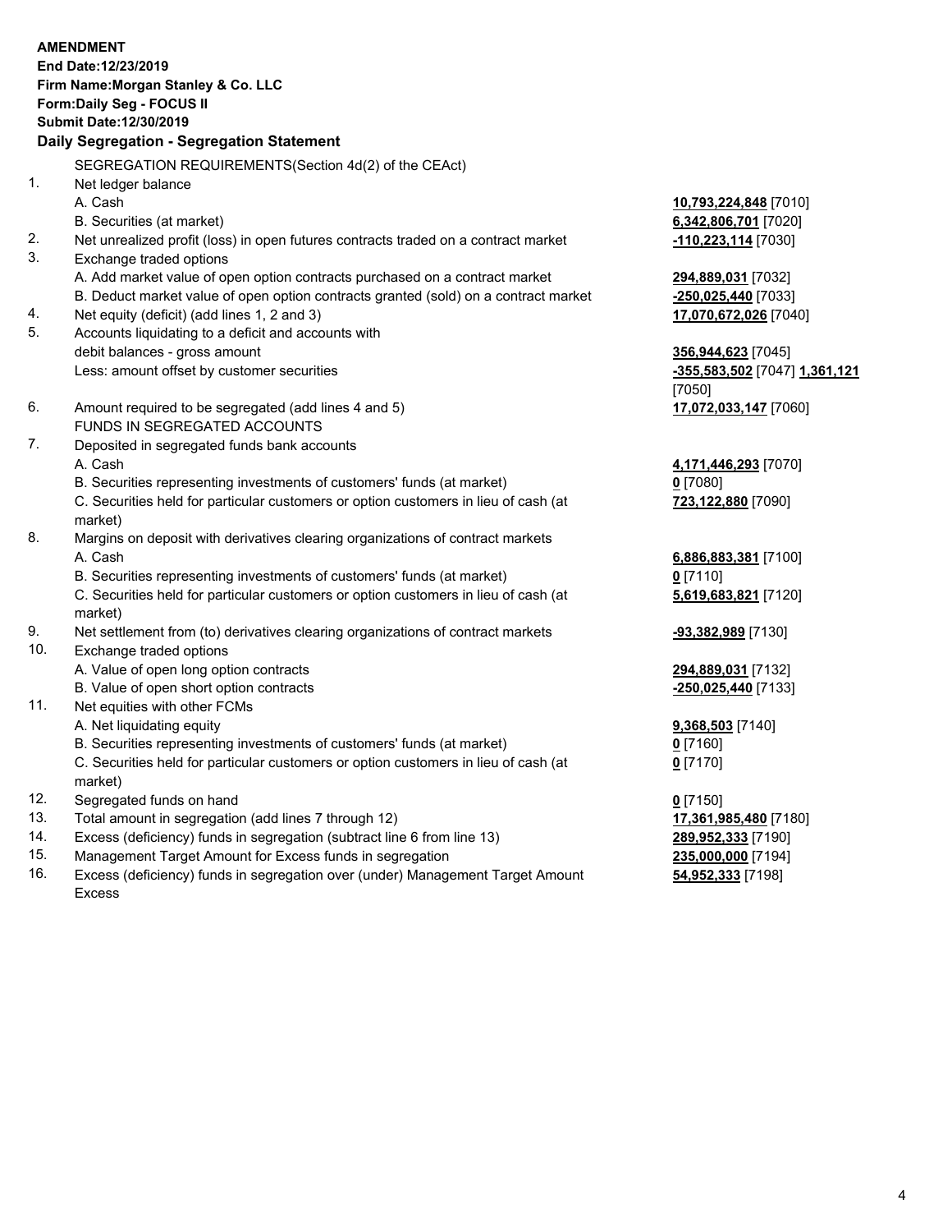**AMENDMENT**
**End Date:12/23/2019**
**Firm Name:Morgan Stanley & Co. LLC**
**Form:Daily Seg - FOCUS II**
**Submit Date:12/30/2019**

## Daily Segregation - Segregation Statement

SEGREGATION REQUIREMENTS(Section 4d(2) of the CEAct)

| | | |
|---|---|---|
| 1. | Net ledger balance | |
| | A. Cash | **10,793,224,848** [7010] |
| | B. Securities (at market) | **6,342,806,701** [7020] |
| 2. | Net unrealized profit (loss) in open futures contracts traded on a contract market | **-110,223,114** [7030] |
| 3. | Exchange traded options | |
| | A. Add market value of open option contracts purchased on a contract market | **294,889,031** [7032] |
| | B. Deduct market value of open option contracts granted (sold) on a contract market | **-250,025,440** [7033] |
| 4. | Net equity (deficit) (add lines 1, 2 and 3) | **17,070,672,026** [7040] |
| 5. | Accounts liquidating to a deficit and accounts with debit balances - gross amount | **356,944,623** [7045] |
| | Less: amount offset by customer securities | **-355,583,502** [7047] **1,361,121** [7050] |
| 6. | Amount required to be segregated (add lines 4 and 5) | **17,072,033,147** [7060] |
| | FUNDS IN SEGREGATED ACCOUNTS | |
| 7. | Deposited in segregated funds bank accounts | |
| | A. Cash | **4,171,446,293** [7070] |
| | B. Securities representing investments of customers' funds (at market) | **0** [7080] |
| | C. Securities held for particular customers or option customers in lieu of cash (at market) | **723,122,880** [7090] |
| 8. | Margins on deposit with derivatives clearing organizations of contract markets | |
| | A. Cash | **6,886,883,381** [7100] |
| | B. Securities representing investments of customers' funds (at market) | **0** [7110] |
| | C. Securities held for particular customers or option customers in lieu of cash (at market) | **5,619,683,821** [7120] |
| 9. | Net settlement from (to) derivatives clearing organizations of contract markets | **-93,382,989** [7130] |
| 10. | Exchange traded options | |
| | A. Value of open long option contracts | **294,889,031** [7132] |
| | B. Value of open short option contracts | **-250,025,440** [7133] |
| 11. | Net equities with other FCMs | |
| | A. Net liquidating equity | **9,368,503** [7140] |
| | B. Securities representing investments of customers' funds (at market) | **0** [7160] |
| | C. Securities held for particular customers or option customers in lieu of cash (at market) | **0** [7170] |
| 12. | Segregated funds on hand | **0** [7150] |
| 13. | Total amount in segregation (add lines 7 through 12) | **17,361,985,480** [7180] |
| 14. | Excess (deficiency) funds in segregation (subtract line 6 from line 13) | **289,952,333** [7190] |
| 15. | Management Target Amount for Excess funds in segregation | **235,000,000** [7194] |
| 16. | Excess (deficiency) funds in segregation over (under) Management Target Amount Excess | **54,952,333** [7198] |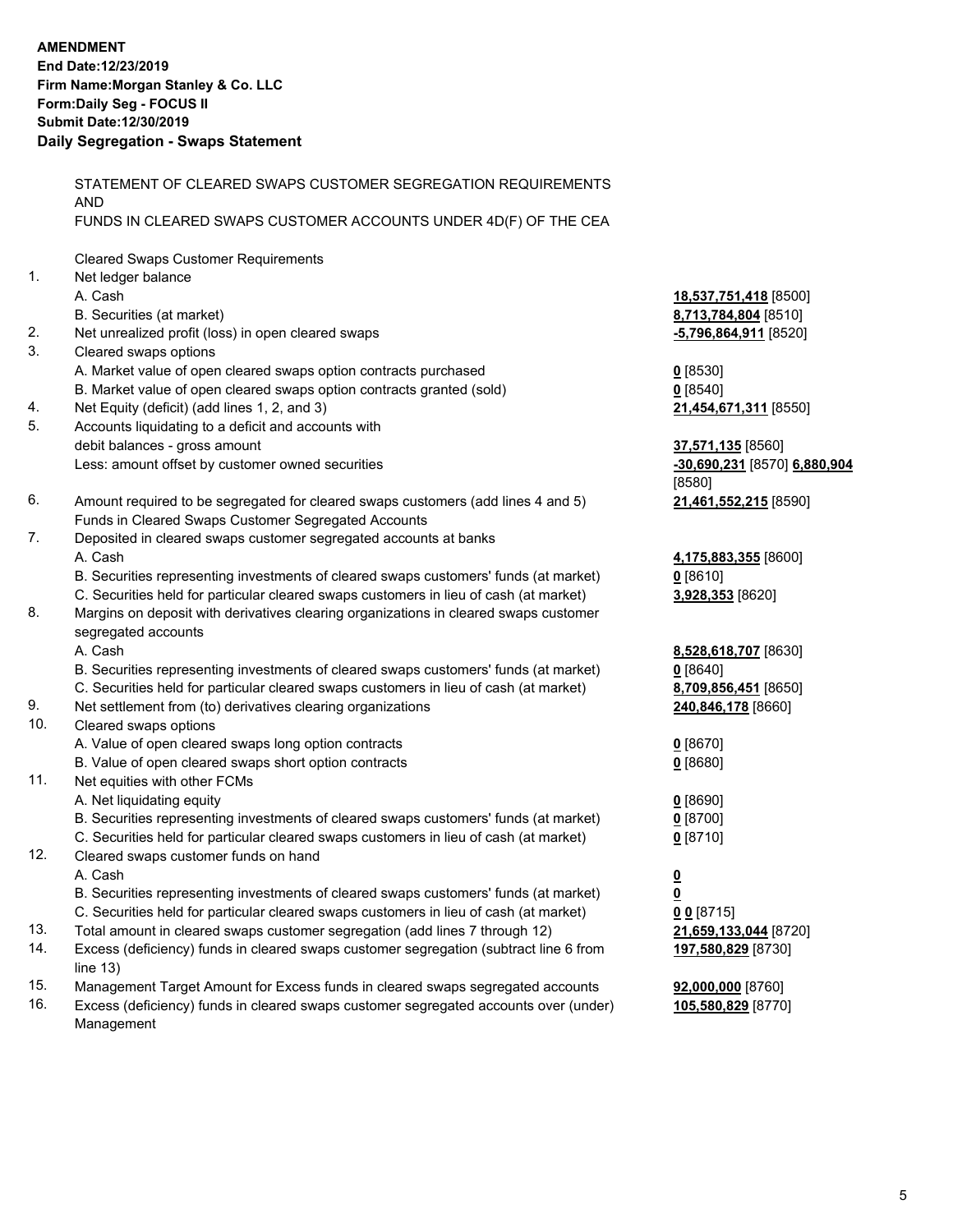**AMENDMENT**
**End Date:12/23/2019**
**Firm Name:Morgan Stanley & Co. LLC**
**Form:Daily Seg - FOCUS II**
**Submit Date:12/30/2019**
**Daily Segregation - Swaps Statement**

STATEMENT OF CLEARED SWAPS CUSTOMER SEGREGATION REQUIREMENTS AND FUNDS IN CLEARED SWAPS CUSTOMER ACCOUNTS UNDER 4D(F) OF THE CEA

| | | |
|---|---|---|
| | Cleared Swaps Customer Requirements | |
| 1. | Net ledger balance | |
| | A. Cash | **18,537,751,418** [8500] |
| | B. Securities (at market) | **8,713,784,804** [8510] |
| 2. | Net unrealized profit (loss) in open cleared swaps | **-5,796,864,911** [8520] |
| 3. | Cleared swaps options | |
| | A. Market value of open cleared swaps option contracts purchased | **0** [8530] |
| | B. Market value of open cleared swaps option contracts granted (sold) | **0** [8540] |
| 4. | Net Equity (deficit) (add lines 1, 2, and 3) | **21,454,671,311** [8550] |
| 5. | Accounts liquidating to a deficit and accounts with debit balances - gross amount | **37,571,135** [8560] |
| | Less: amount offset by customer owned securities | **-30,690,231** [8570] **6,880,904** [8580] |
| 6. | Amount required to be segregated for cleared swaps customers (add lines 4 and 5) | **21,461,552,215** [8590] |
| | Funds in Cleared Swaps Customer Segregated Accounts | |
| 7. | Deposited in cleared swaps customer segregated accounts at banks | |
| | A. Cash | **4,175,883,355** [8600] |
| | B. Securities representing investments of cleared swaps customers' funds (at market) | **0** [8610] |
| | C. Securities held for particular cleared swaps customers in lieu of cash (at market) | **3,928,353** [8620] |
| 8. | Margins on deposit with derivatives clearing organizations in cleared swaps customer segregated accounts | |
| | A. Cash | **8,528,618,707** [8630] |
| | B. Securities representing investments of cleared swaps customers' funds (at market) | **0** [8640] |
| | C. Securities held for particular cleared swaps customers in lieu of cash (at market) | **8,709,856,451** [8650] |
| 9. | Net settlement from (to) derivatives clearing organizations | **240,846,178** [8660] |
| 10. | Cleared swaps options | |
| | A. Value of open cleared swaps long option contracts | **0** [8670] |
| | B. Value of open cleared swaps short option contracts | **0** [8680] |
| 11. | Net equities with other FCMs | |
| | A. Net liquidating equity | **0** [8690] |
| | B. Securities representing investments of cleared swaps customers' funds (at market) | **0** [8700] |
| | C. Securities held for particular cleared swaps customers in lieu of cash (at market) | **0** [8710] |
| 12. | Cleared swaps customer funds on hand | |
| | A. Cash | **0** |
| | B. Securities representing investments of cleared swaps customers' funds (at market) | **0** |
| | C. Securities held for particular cleared swaps customers in lieu of cash (at market) | **0** **0** [8715] |
| 13. | Total amount in cleared swaps customer segregation (add lines 7 through 12) | **21,659,133,044** [8720] |
| 14. | Excess (deficiency) funds in cleared swaps customer segregation (subtract line 6 from line 13) | **197,580,829** [8730] |
| 15. | Management Target Amount for Excess funds in cleared swaps segregated accounts | **92,000,000** [8760] |
| 16. | Excess (deficiency) funds in cleared swaps customer segregated accounts over (under) Management | **105,580,829** [8770] |